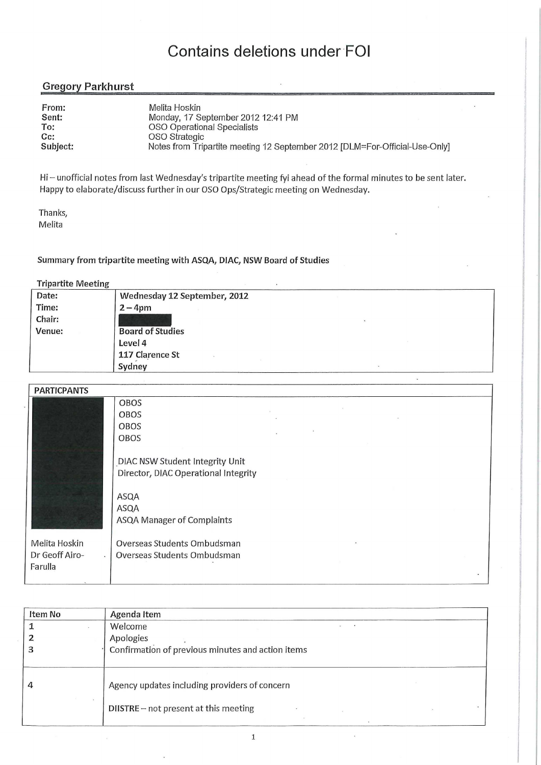# Contains deletions under FOI

## Gregory Parkhurst

| | |
|---|---|
| From: | Melita Hoskin |
| Sent: | Monday, 17 September 2012 12:41 PM |
| To: | OSO Operational Specialists |
| Cc: | OSO Strategic |
| Subject: | Notes from Tripartite meeting 12 September 2012 [DLM=For-Official-Use-Only] |

Hi – unofficial notes from last Wednesday's tripartite meeting fyi ahead of the formal minutes to be sent later. Happy to elaborate/discuss further in our OSO Ops/Strategic meeting on Wednesday.

Thanks,
Melita

**Summary from tripartite meeting with ASQA, DIAC, NSW Board of Studies**

**Tripartite Meeting**

| | |
|---|---|
| Date: | **Wednesday 12 September, 2012** |
| Time: | **2 – 4pm** |
| Chair: | [redacted] |
| Venue: | **Board of Studies**<br>**Level 4**<br>**117 Clarence St**<br>**Sydney** |

| PARTICPANTS | |
|---|---|
| [redacted] | OBOS<br>OBOS<br>OBOS<br>OBOS<br><br>DIAC NSW Student Integrity Unit<br>Director, DIAC Operational Integrity<br><br>ASQA<br>ASQA<br>ASQA Manager of Complaints |
| Melita Hoskin<br>Dr Geoff Airo-Farulla | Overseas Students Ombudsman<br>Overseas Students Ombudsman |

| Item No | Agenda Item |
|---|---|
| 1<br>2<br>3 | Welcome<br>Apologies<br>Confirmation of previous minutes and action items |
| 4 | Agency updates including providers of concern<br><br>DIISTRE – not present at this meeting |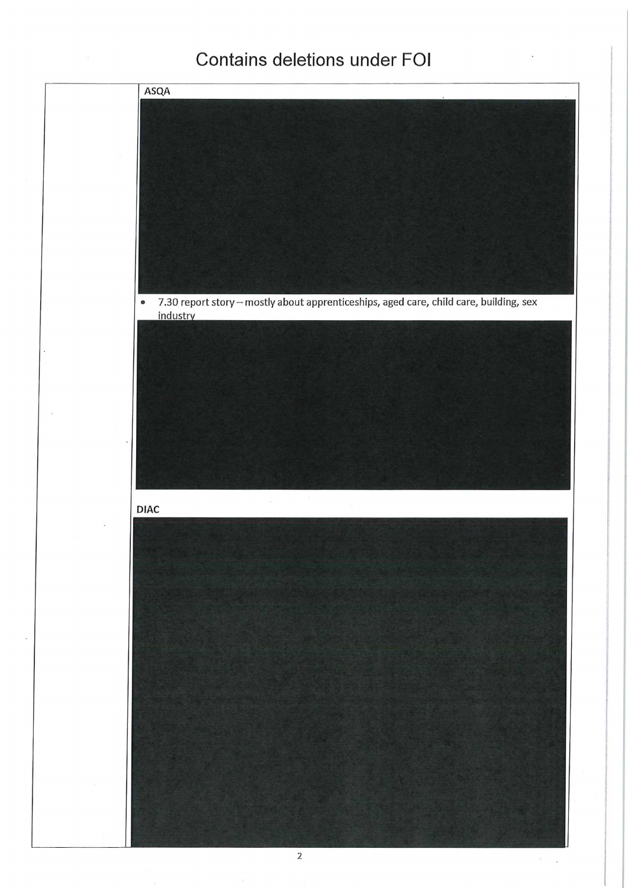Contains deletions under FOI

| | ASQA |
|---|---|
| | • 7.30 report story – mostly about apprenticeships, aged care, child care, building, sex industry |
| | DIAC |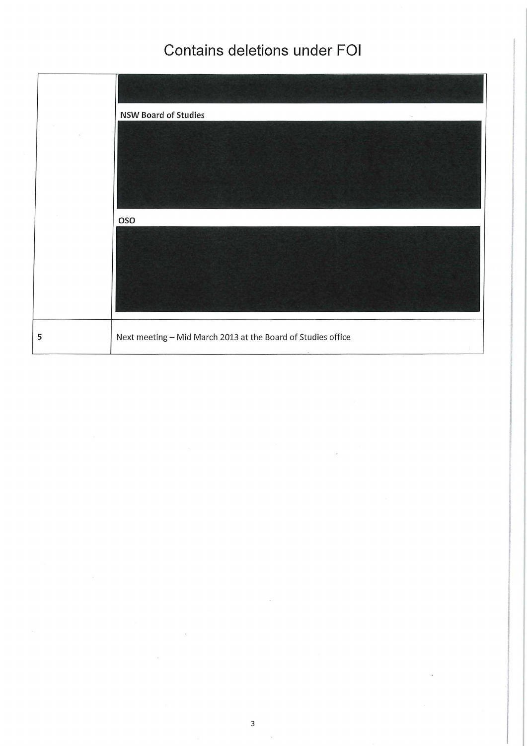Contains deletions under FOI

| | |
|---|---|
| | **NSW Board of Studies**<br><br>**OSO** |
| 5 | Next meeting – Mid March 2013 at the Board of Studies office |